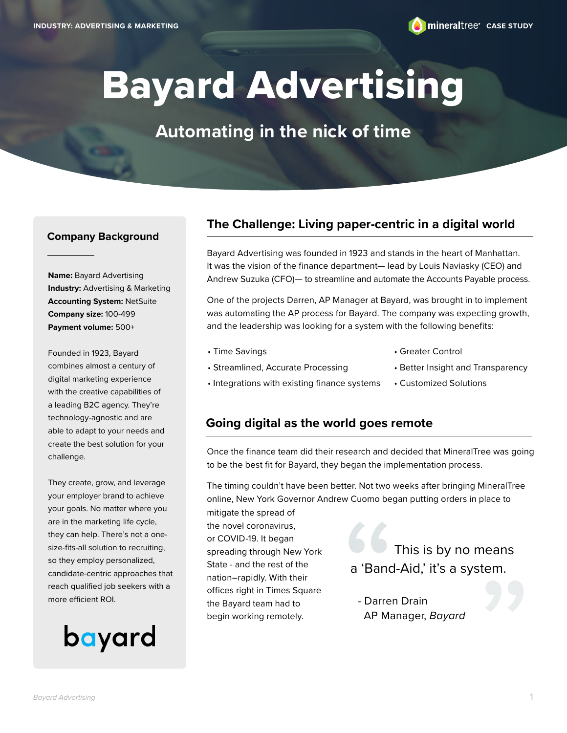INDUSTRY: ADVERTISING & MARKETING

mineraltree CASE STUDY

# Bayard Advertising

## Automating in the nick of time

### Company Background

**Name:** Bayard Advertising
**Industry:** Advertising & Marketing
**Accounting System:** NetSuite
**Company size:** 100-499
**Payment volume:** 500+

Founded in 1923, Bayard combines almost a century of digital marketing experience with the creative capabilities of a leading B2C agency. They're technology-agnostic and are able to adapt to your needs and create the best solution for your challenge.

They create, grow, and leverage your employer brand to achieve your goals. No matter where you are in the marketing life cycle, they can help. There's not a one-size-fits-all solution to recruiting, so they employ personalized, candidate-centric approaches that reach qualified job seekers with a more efficient ROI.

bayard

## The Challenge: Living paper-centric in a digital world

Bayard Advertising was founded in 1923 and stands in the heart of Manhattan. It was the vision of the finance department— lead by Louis Naviasky (CEO) and Andrew Suzuka (CFO)— to streamline and automate the Accounts Payable process.

One of the projects Darren, AP Manager at Bayard, was brought in to implement was automating the AP process for Bayard. The company was expecting growth, and the leadership was looking for a system with the following benefits:

- Time Savings
- Streamlined, Accurate Processing
- Integrations with existing finance systems
- Greater Control
- Better Insight and Transparency
- Customized Solutions

## Going digital as the world goes remote

Once the finance team did their research and decided that MineralTree was going to be the best fit for Bayard, they began the implementation process.

The timing couldn't have been better. Not two weeks after bringing MineralTree online, New York Governor Andrew Cuomo began putting orders in place to mitigate the spread of the novel coronavirus, or COVID-19. It began spreading through New York State - and the rest of the nation–rapidly. With their offices right in Times Square the Bayard team had to begin working remotely.

> This is by no means a 'Band-Aid,' it's a system.
>
> - Darren Drain
> AP Manager, *Bayard*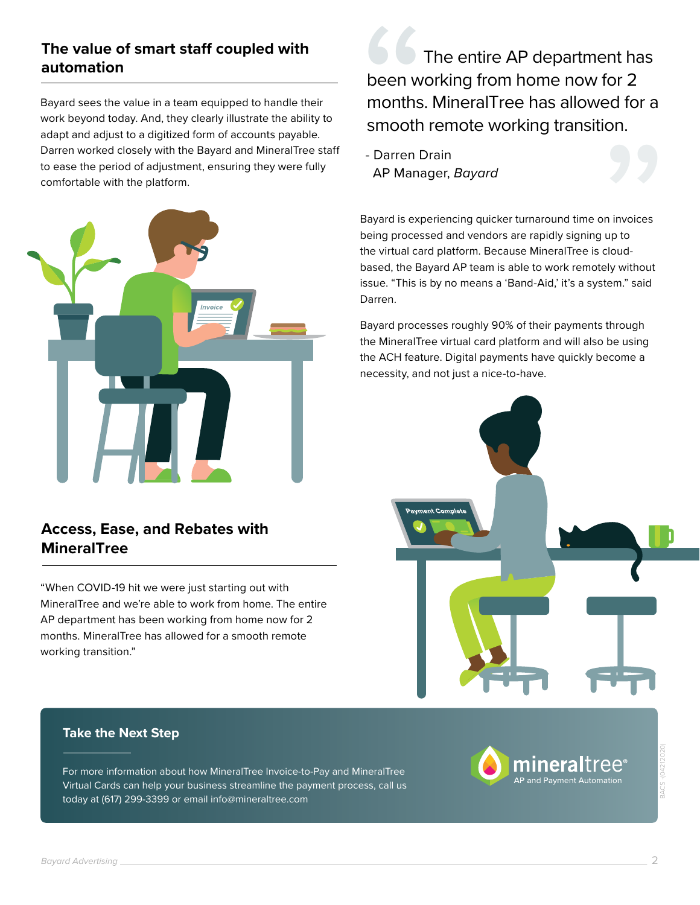## The value of smart staff coupled with automation

Bayard sees the value in a team equipped to handle their work beyond today. And, they clearly illustrate the ability to adapt and adjust to a digitized form of accounts payable. Darren worked closely with the Bayard and MineralTree staff to ease the period of adjustment, ensuring they were fully comfortable with the platform.

> The entire AP department has been working from home now for 2 months. MineralTree has allowed for a smooth remote working transition.
>
> \- Darren Drain
> AP Manager, *Bayard*

Bayard is experiencing quicker turnaround time on invoices being processed and vendors are rapidly signing up to the virtual card platform. Because MineralTree is cloud-based, the Bayard AP team is able to work remotely without issue. “This is by no means a ‘Band-Aid,’ it’s a system.” said Darren.

Bayard processes roughly 90% of their payments through the MineralTree virtual card platform and will also be using the ACH feature. Digital payments have quickly become a necessity, and not just a nice-to-have.

## Access, Ease, and Rebates with MineralTree

“When COVID-19 hit we were just starting out with MineralTree and we’re able to work from home. The entire AP department has been working from home now for 2 months. MineralTree has allowed for a smooth remote working transition.”

### Take the Next Step

For more information about how MineralTree Invoice-to-Pay and MineralTree Virtual Cards can help your business streamline the payment process, call us today at (617) 299-3399 or email info@mineraltree.com

mineraltree® AP and Payment Automation

BACS-(04212020)